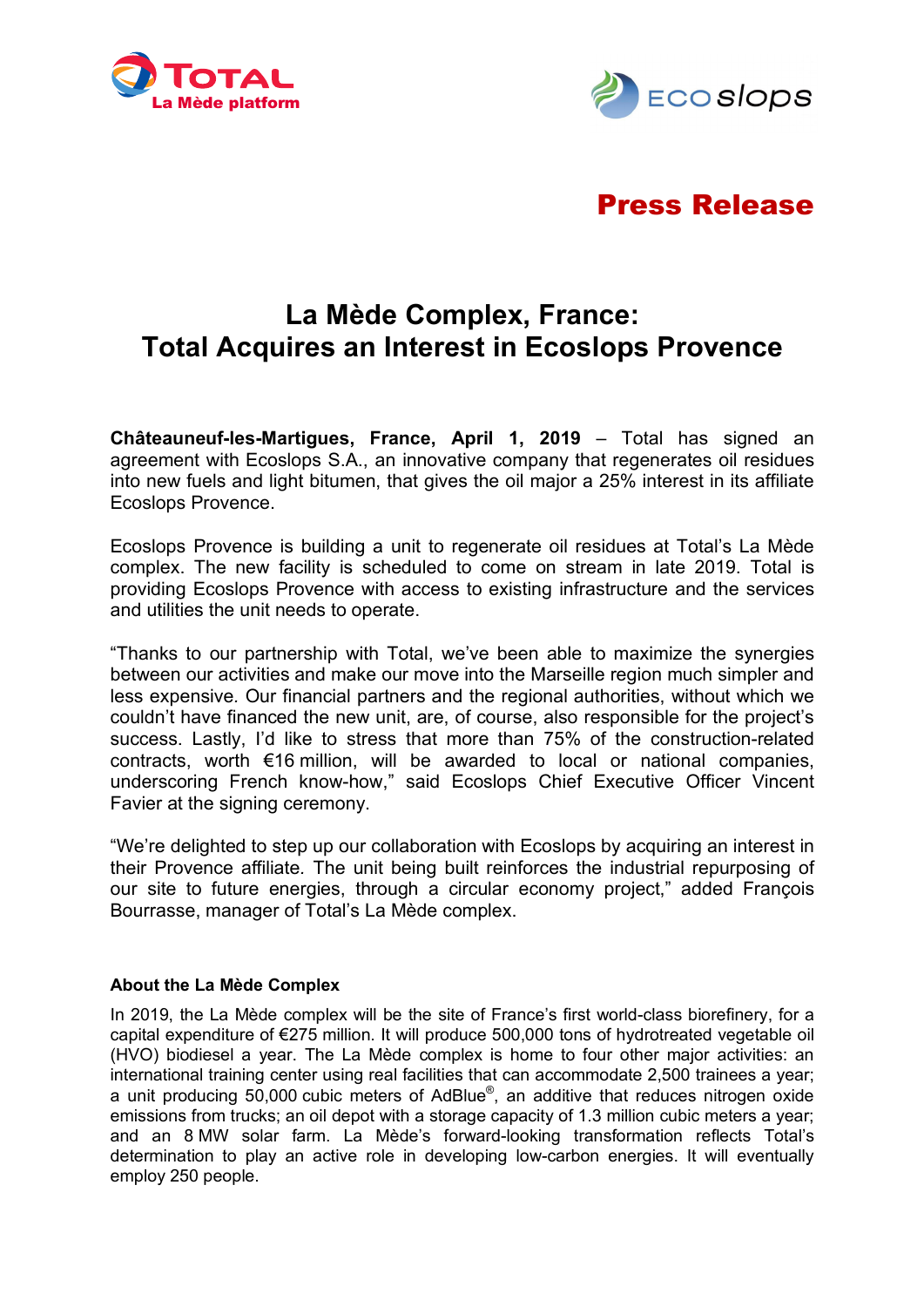TOTAL
La Mède platform

ECO slops

**Press Release**

# La Mède Complex, France: Total Acquires an Interest in Ecoslops Provence

**Châteauneuf-les-Martigues, France, April 1, 2019** – Total has signed an agreement with Ecoslops S.A., an innovative company that regenerates oil residues into new fuels and light bitumen, that gives the oil major a 25% interest in its affiliate Ecoslops Provence.

Ecoslops Provence is building a unit to regenerate oil residues at Total's La Mède complex. The new facility is scheduled to come on stream in late 2019. Total is providing Ecoslops Provence with access to existing infrastructure and the services and utilities the unit needs to operate.

"Thanks to our partnership with Total, we've been able to maximize the synergies between our activities and make our move into the Marseille region much simpler and less expensive. Our financial partners and the regional authorities, without which we couldn't have financed the new unit, are, of course, also responsible for the project's success. Lastly, I'd like to stress that more than 75% of the construction-related contracts, worth €16 million, will be awarded to local or national companies, underscoring French know-how," said Ecoslops Chief Executive Officer Vincent Favier at the signing ceremony.

"We're delighted to step up our collaboration with Ecoslops by acquiring an interest in their Provence affiliate. The unit being built reinforces the industrial repurposing of our site to future energies, through a circular economy project," added François Bourrasse, manager of Total's La Mède complex.

### About the La Mède Complex

In 2019, the La Mède complex will be the site of France's first world-class biorefinery, for a capital expenditure of €275 million. It will produce 500,000 tons of hydrotreated vegetable oil (HVO) biodiesel a year. The La Mède complex is home to four other major activities: an international training center using real facilities that can accommodate 2,500 trainees a year; a unit producing 50,000 cubic meters of AdBlue®, an additive that reduces nitrogen oxide emissions from trucks; an oil depot with a storage capacity of 1.3 million cubic meters a year; and an 8 MW solar farm. La Mède's forward-looking transformation reflects Total's determination to play an active role in developing low-carbon energies. It will eventually employ 250 people.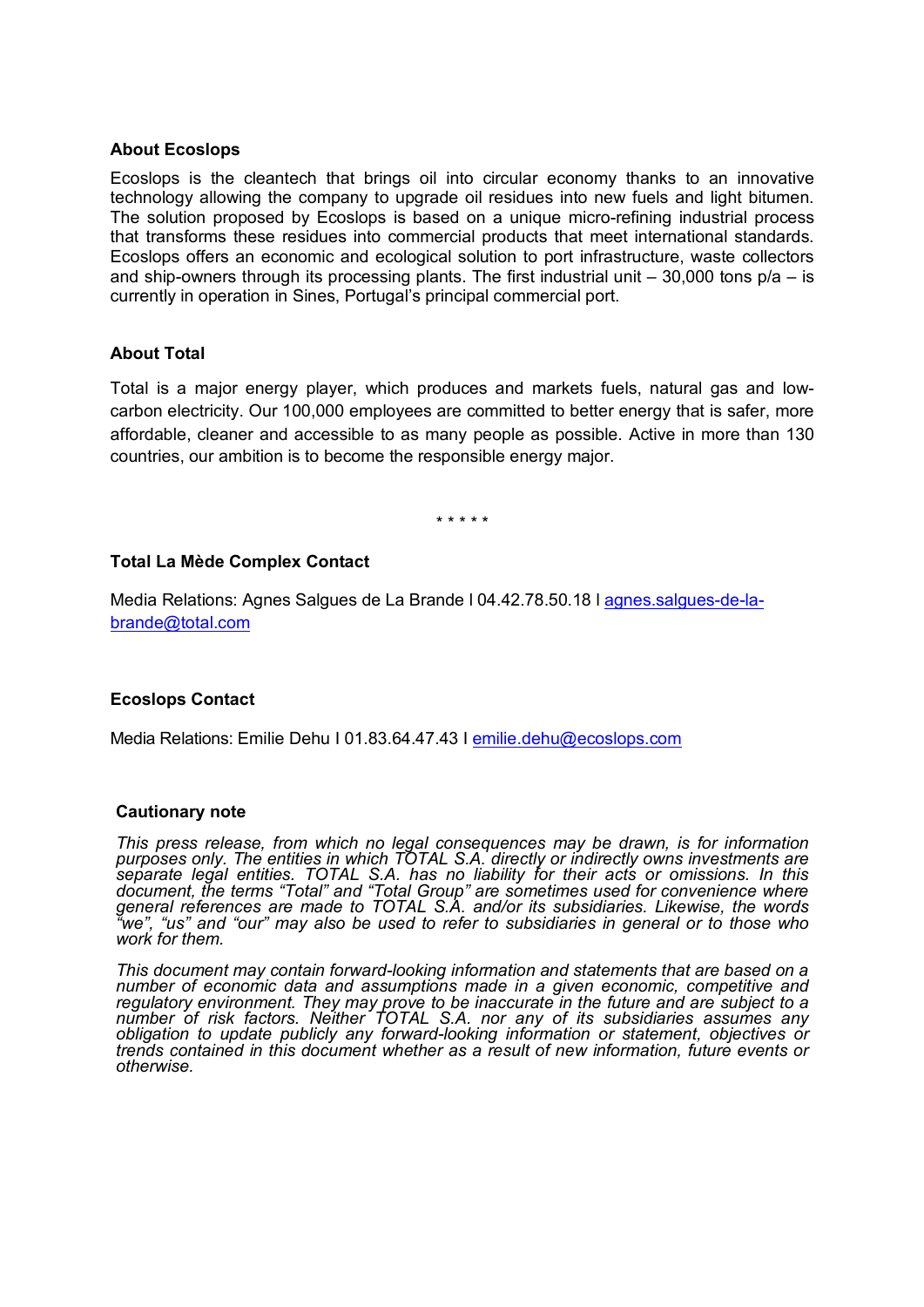**About Ecoslops**

Ecoslops is the cleantech that brings oil into circular economy thanks to an innovative technology allowing the company to upgrade oil residues into new fuels and light bitumen. The solution proposed by Ecoslops is based on a unique micro-refining industrial process that transforms these residues into commercial products that meet international standards. Ecoslops offers an economic and ecological solution to port infrastructure, waste collectors and ship-owners through its processing plants. The first industrial unit – 30,000 tons p/a – is currently in operation in Sines, Portugal's principal commercial port.

**About Total**

Total is a major energy player, which produces and markets fuels, natural gas and low-carbon electricity. Our 100,000 employees are committed to better energy that is safer, more affordable, cleaner and accessible to as many people as possible. Active in more than 130 countries, our ambition is to become the responsible energy major.

\* \* \* \* \*

**Total La Mède Complex Contact**

Media Relations: Agnes Salgues de La Brande I 04.42.78.50.18 I agnes.salgues-de-la-brande@total.com

**Ecoslops Contact**

Media Relations: Emilie Dehu I 01.83.64.47.43 I emilie.dehu@ecoslops.com

**Cautionary note**

*This press release, from which no legal consequences may be drawn, is for information purposes only. The entities in which TOTAL S.A. directly or indirectly owns investments are separate legal entities. TOTAL S.A. has no liability for their acts or omissions. In this document, the terms "Total" and "Total Group" are sometimes used for convenience where general references are made to TOTAL S.A. and/or its subsidiaries. Likewise, the words "we", "us" and "our" may also be used to refer to subsidiaries in general or to those who work for them.*

*This document may contain forward-looking information and statements that are based on a number of economic data and assumptions made in a given economic, competitive and regulatory environment. They may prove to be inaccurate in the future and are subject to a number of risk factors. Neither TOTAL S.A. nor any of its subsidiaries assumes any obligation to update publicly any forward-looking information or statement, objectives or trends contained in this document whether as a result of new information, future events or otherwise.*